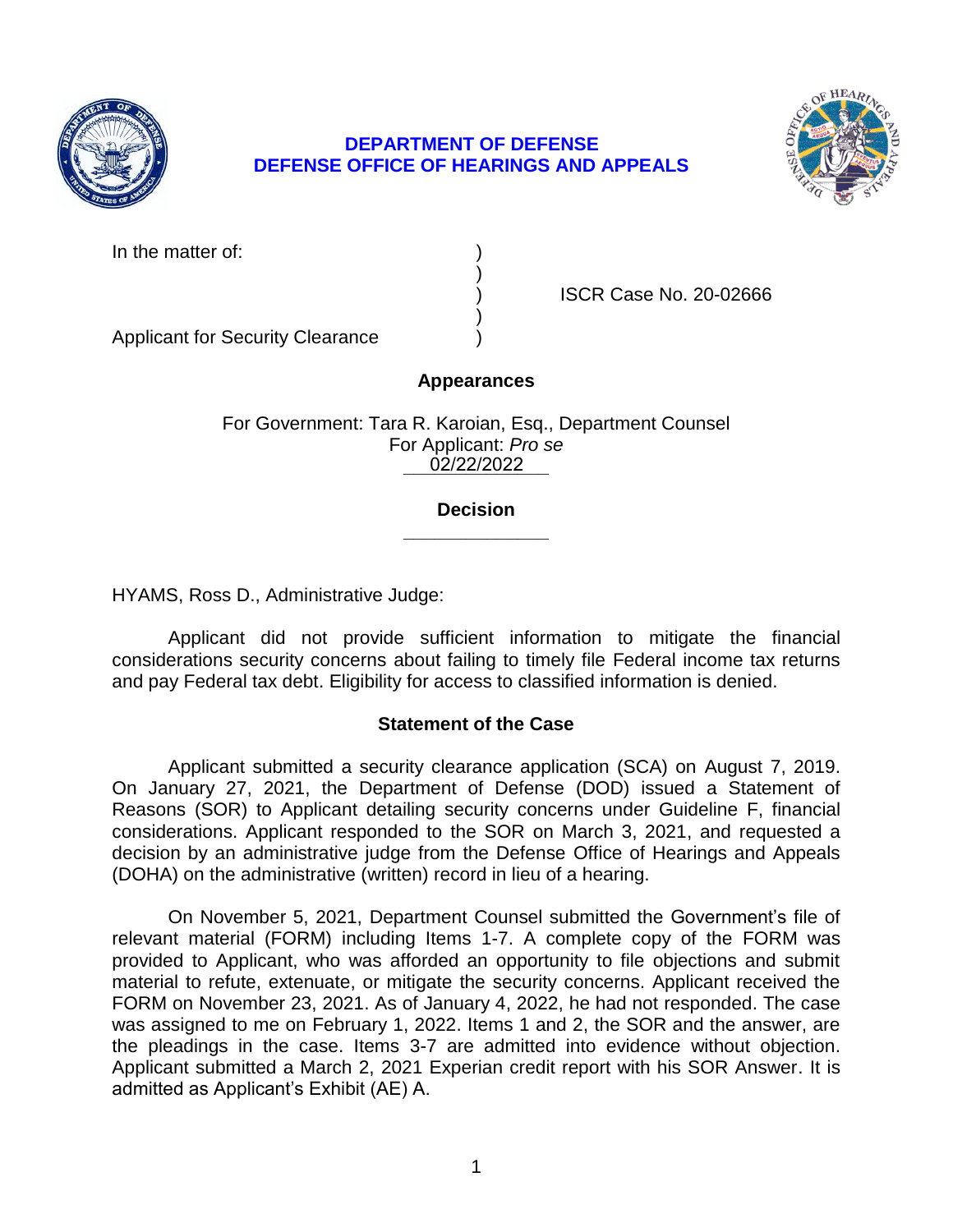**DEPARTMENT OF DEFENSE**
**DEFENSE OFFICE OF HEARINGS AND APPEALS**

| | | |
|---|---|---|
| In the matter of: | ) | |
| | ) | |
| | ) | ISCR Case No. 20-02666 |
| | ) | |
| Applicant for Security Clearance | ) | |

## Appearances

For Government: Tara R. Karoian, Esq., Department Counsel
For Applicant: *Pro se*

02/22/2022

## Decision

HYAMS, Ross D., Administrative Judge:

Applicant did not provide sufficient information to mitigate the financial considerations security concerns about failing to timely file Federal income tax returns and pay Federal tax debt. Eligibility for access to classified information is denied.

## Statement of the Case

Applicant submitted a security clearance application (SCA) on August 7, 2019. On January 27, 2021, the Department of Defense (DOD) issued a Statement of Reasons (SOR) to Applicant detailing security concerns under Guideline F, financial considerations. Applicant responded to the SOR on March 3, 2021, and requested a decision by an administrative judge from the Defense Office of Hearings and Appeals (DOHA) on the administrative (written) record in lieu of a hearing.

On November 5, 2021, Department Counsel submitted the Government's file of relevant material (FORM) including Items 1-7. A complete copy of the FORM was provided to Applicant, who was afforded an opportunity to file objections and submit material to refute, extenuate, or mitigate the security concerns. Applicant received the FORM on November 23, 2021. As of January 4, 2022, he had not responded. The case was assigned to me on February 1, 2022. Items 1 and 2, the SOR and the answer, are the pleadings in the case. Items 3-7 are admitted into evidence without objection. Applicant submitted a March 2, 2021 Experian credit report with his SOR Answer. It is admitted as Applicant's Exhibit (AE) A.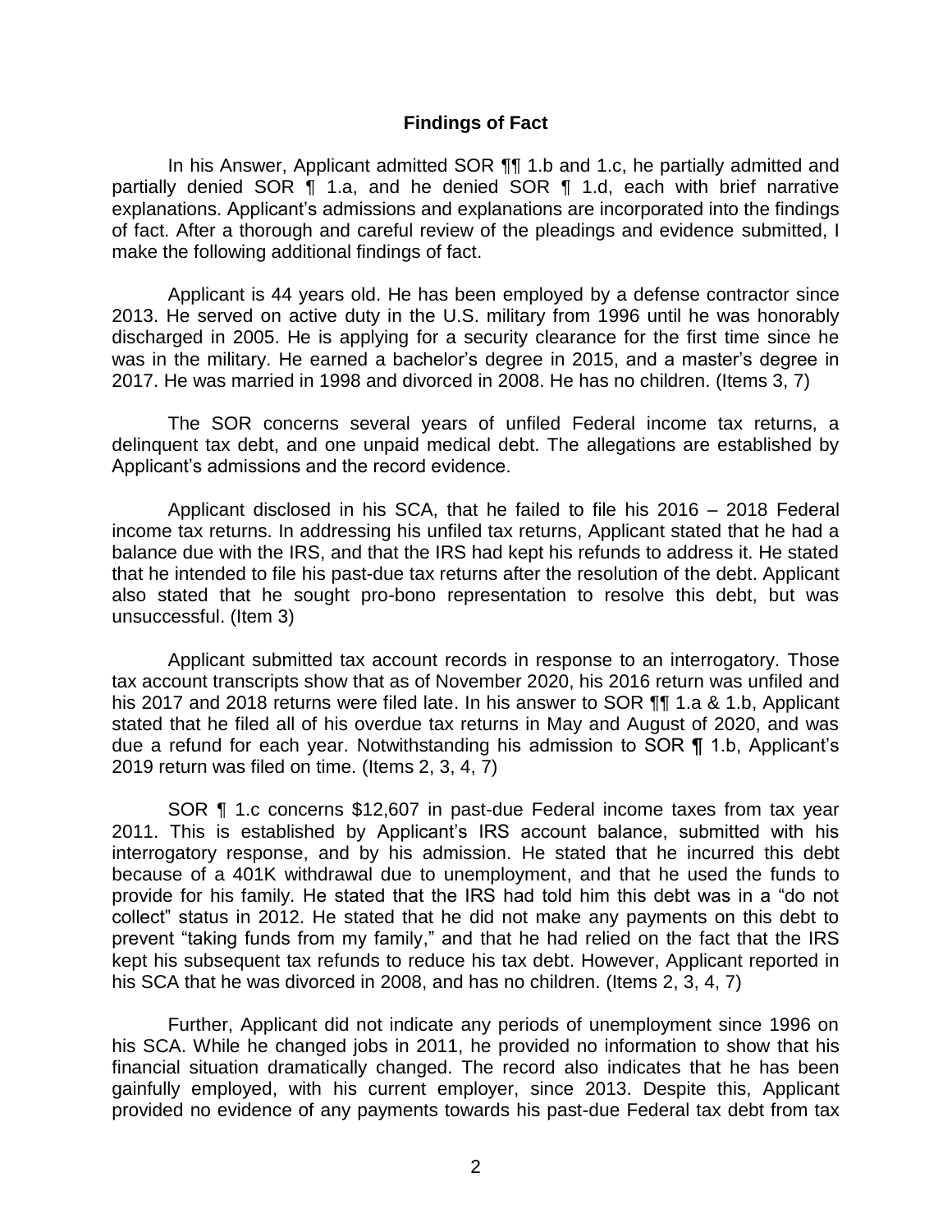## Findings of Fact

In his Answer, Applicant admitted SOR ¶¶ 1.b and 1.c, he partially admitted and partially denied SOR ¶ 1.a, and he denied SOR ¶ 1.d, each with brief narrative explanations. Applicant's admissions and explanations are incorporated into the findings of fact. After a thorough and careful review of the pleadings and evidence submitted, I make the following additional findings of fact.

Applicant is 44 years old. He has been employed by a defense contractor since 2013. He served on active duty in the U.S. military from 1996 until he was honorably discharged in 2005. He is applying for a security clearance for the first time since he was in the military. He earned a bachelor's degree in 2015, and a master's degree in 2017. He was married in 1998 and divorced in 2008. He has no children. (Items 3, 7)

The SOR concerns several years of unfiled Federal income tax returns, a delinquent tax debt, and one unpaid medical debt. The allegations are established by Applicant's admissions and the record evidence.

Applicant disclosed in his SCA, that he failed to file his 2016 – 2018 Federal income tax returns. In addressing his unfiled tax returns, Applicant stated that he had a balance due with the IRS, and that the IRS had kept his refunds to address it. He stated that he intended to file his past-due tax returns after the resolution of the debt. Applicant also stated that he sought pro-bono representation to resolve this debt, but was unsuccessful. (Item 3)

Applicant submitted tax account records in response to an interrogatory. Those tax account transcripts show that as of November 2020, his 2016 return was unfiled and his 2017 and 2018 returns were filed late. In his answer to SOR ¶¶ 1.a & 1.b, Applicant stated that he filed all of his overdue tax returns in May and August of 2020, and was due a refund for each year. Notwithstanding his admission to SOR ¶ 1.b, Applicant's 2019 return was filed on time. (Items 2, 3, 4, 7)

SOR ¶ 1.c concerns $12,607 in past-due Federal income taxes from tax year 2011. This is established by Applicant's IRS account balance, submitted with his interrogatory response, and by his admission. He stated that he incurred this debt because of a 401K withdrawal due to unemployment, and that he used the funds to provide for his family. He stated that the IRS had told him this debt was in a "do not collect" status in 2012. He stated that he did not make any payments on this debt to prevent "taking funds from my family," and that he had relied on the fact that the IRS kept his subsequent tax refunds to reduce his tax debt. However, Applicant reported in his SCA that he was divorced in 2008, and has no children. (Items 2, 3, 4, 7)

Further, Applicant did not indicate any periods of unemployment since 1996 on his SCA. While he changed jobs in 2011, he provided no information to show that his financial situation dramatically changed. The record also indicates that he has been gainfully employed, with his current employer, since 2013. Despite this, Applicant provided no evidence of any payments towards his past-due Federal tax debt from tax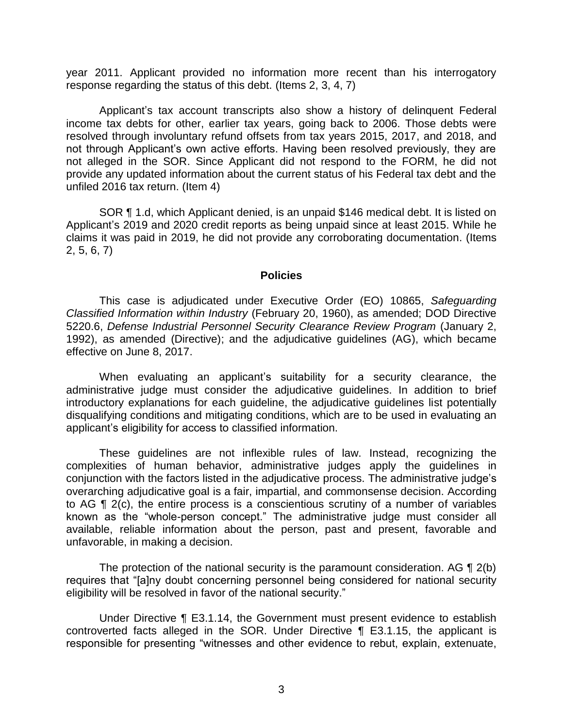year 2011. Applicant provided no information more recent than his interrogatory response regarding the status of this debt. (Items 2, 3, 4, 7)

Applicant's tax account transcripts also show a history of delinquent Federal income tax debts for other, earlier tax years, going back to 2006. Those debts were resolved through involuntary refund offsets from tax years 2015, 2017, and 2018, and not through Applicant's own active efforts. Having been resolved previously, they are not alleged in the SOR. Since Applicant did not respond to the FORM, he did not provide any updated information about the current status of his Federal tax debt and the unfiled 2016 tax return. (Item 4)

SOR ¶ 1.d, which Applicant denied, is an unpaid $146 medical debt. It is listed on Applicant's 2019 and 2020 credit reports as being unpaid since at least 2015. While he claims it was paid in 2019, he did not provide any corroborating documentation. (Items 2, 5, 6, 7)

## Policies

This case is adjudicated under Executive Order (EO) 10865, *Safeguarding Classified Information within Industry* (February 20, 1960), as amended; DOD Directive 5220.6, *Defense Industrial Personnel Security Clearance Review Program* (January 2, 1992), as amended (Directive); and the adjudicative guidelines (AG), which became effective on June 8, 2017.

When evaluating an applicant's suitability for a security clearance, the administrative judge must consider the adjudicative guidelines. In addition to brief introductory explanations for each guideline, the adjudicative guidelines list potentially disqualifying conditions and mitigating conditions, which are to be used in evaluating an applicant's eligibility for access to classified information.

These guidelines are not inflexible rules of law. Instead, recognizing the complexities of human behavior, administrative judges apply the guidelines in conjunction with the factors listed in the adjudicative process. The administrative judge's overarching adjudicative goal is a fair, impartial, and commonsense decision. According to AG ¶ 2(c), the entire process is a conscientious scrutiny of a number of variables known as the "whole-person concept." The administrative judge must consider all available, reliable information about the person, past and present, favorable and unfavorable, in making a decision.

The protection of the national security is the paramount consideration. AG ¶ 2(b) requires that "[a]ny doubt concerning personnel being considered for national security eligibility will be resolved in favor of the national security."

Under Directive ¶ E3.1.14, the Government must present evidence to establish controverted facts alleged in the SOR. Under Directive ¶ E3.1.15, the applicant is responsible for presenting "witnesses and other evidence to rebut, explain, extenuate,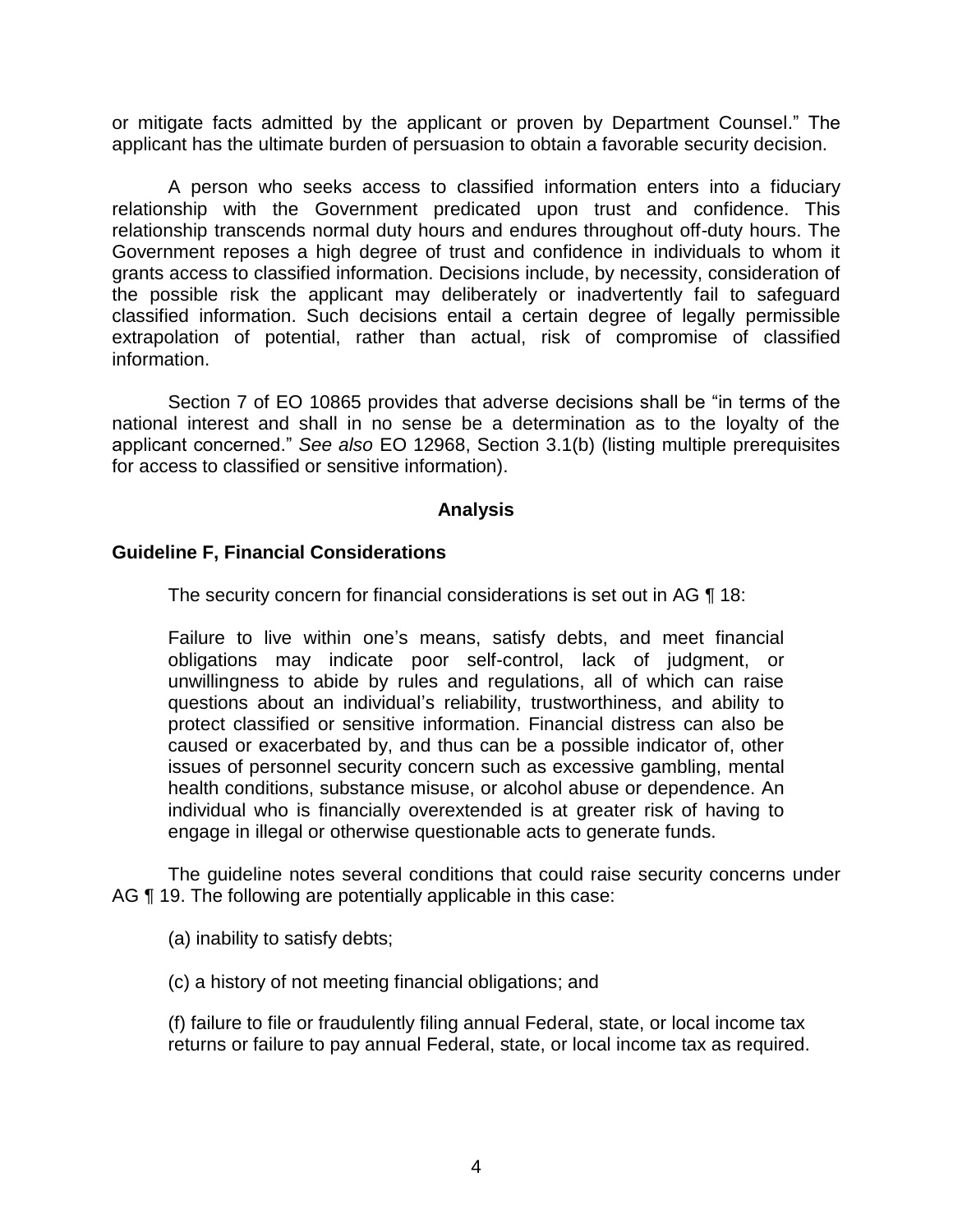or mitigate facts admitted by the applicant or proven by Department Counsel." The applicant has the ultimate burden of persuasion to obtain a favorable security decision.

A person who seeks access to classified information enters into a fiduciary relationship with the Government predicated upon trust and confidence. This relationship transcends normal duty hours and endures throughout off-duty hours. The Government reposes a high degree of trust and confidence in individuals to whom it grants access to classified information. Decisions include, by necessity, consideration of the possible risk the applicant may deliberately or inadvertently fail to safeguard classified information. Such decisions entail a certain degree of legally permissible extrapolation of potential, rather than actual, risk of compromise of classified information.

Section 7 of EO 10865 provides that adverse decisions shall be "in terms of the national interest and shall in no sense be a determination as to the loyalty of the applicant concerned." *See also* EO 12968, Section 3.1(b) (listing multiple prerequisites for access to classified or sensitive information).

## Analysis

### Guideline F, Financial Considerations

The security concern for financial considerations is set out in AG ¶ 18:

> Failure to live within one's means, satisfy debts, and meet financial obligations may indicate poor self-control, lack of judgment, or unwillingness to abide by rules and regulations, all of which can raise questions about an individual's reliability, trustworthiness, and ability to protect classified or sensitive information. Financial distress can also be caused or exacerbated by, and thus can be a possible indicator of, other issues of personnel security concern such as excessive gambling, mental health conditions, substance misuse, or alcohol abuse or dependence. An individual who is financially overextended is at greater risk of having to engage in illegal or otherwise questionable acts to generate funds.

The guideline notes several conditions that could raise security concerns under AG ¶ 19. The following are potentially applicable in this case:

> (a) inability to satisfy debts;
>
> (c) a history of not meeting financial obligations; and
>
> (f) failure to file or fraudulently filing annual Federal, state, or local income tax returns or failure to pay annual Federal, state, or local income tax as required.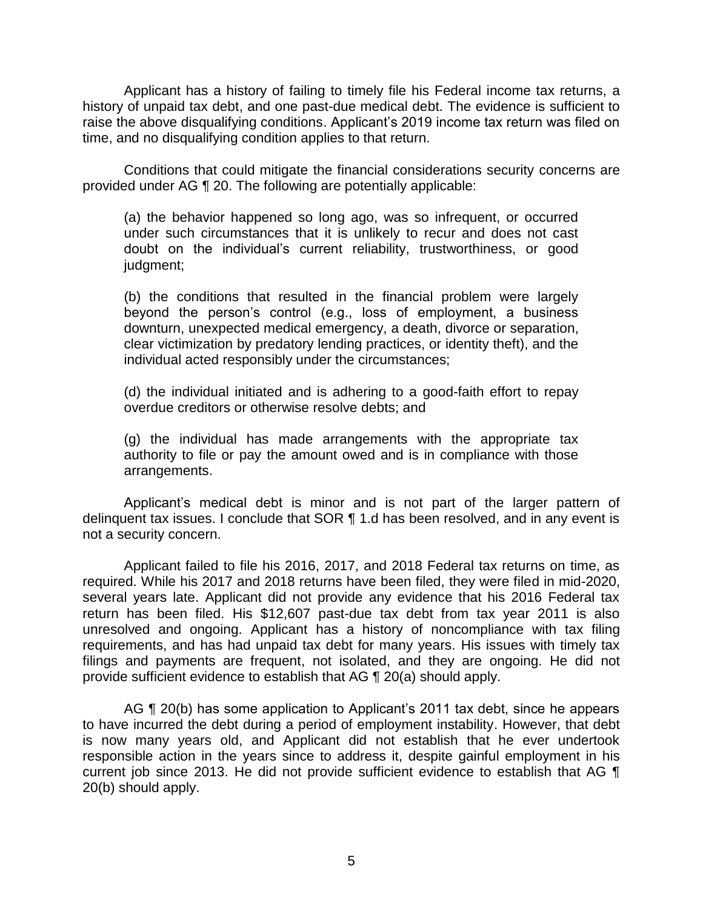Applicant has a history of failing to timely file his Federal income tax returns, a history of unpaid tax debt, and one past-due medical debt. The evidence is sufficient to raise the above disqualifying conditions. Applicant's 2019 income tax return was filed on time, and no disqualifying condition applies to that return.

Conditions that could mitigate the financial considerations security concerns are provided under AG ¶ 20. The following are potentially applicable:

> (a) the behavior happened so long ago, was so infrequent, or occurred under such circumstances that it is unlikely to recur and does not cast doubt on the individual's current reliability, trustworthiness, or good judgment;
>
> (b) the conditions that resulted in the financial problem were largely beyond the person's control (e.g., loss of employment, a business downturn, unexpected medical emergency, a death, divorce or separation, clear victimization by predatory lending practices, or identity theft), and the individual acted responsibly under the circumstances;
>
> (d) the individual initiated and is adhering to a good-faith effort to repay overdue creditors or otherwise resolve debts; and
>
> (g) the individual has made arrangements with the appropriate tax authority to file or pay the amount owed and is in compliance with those arrangements.

Applicant's medical debt is minor and is not part of the larger pattern of delinquent tax issues. I conclude that SOR ¶ 1.d has been resolved, and in any event is not a security concern.

Applicant failed to file his 2016, 2017, and 2018 Federal tax returns on time, as required. While his 2017 and 2018 returns have been filed, they were filed in mid-2020, several years late. Applicant did not provide any evidence that his 2016 Federal tax return has been filed. His $12,607 past-due tax debt from tax year 2011 is also unresolved and ongoing. Applicant has a history of noncompliance with tax filing requirements, and has had unpaid tax debt for many years. His issues with timely tax filings and payments are frequent, not isolated, and they are ongoing. He did not provide sufficient evidence to establish that AG ¶ 20(a) should apply.

AG ¶ 20(b) has some application to Applicant's 2011 tax debt, since he appears to have incurred the debt during a period of employment instability. However, that debt is now many years old, and Applicant did not establish that he ever undertook responsible action in the years since to address it, despite gainful employment in his current job since 2013. He did not provide sufficient evidence to establish that AG ¶ 20(b) should apply.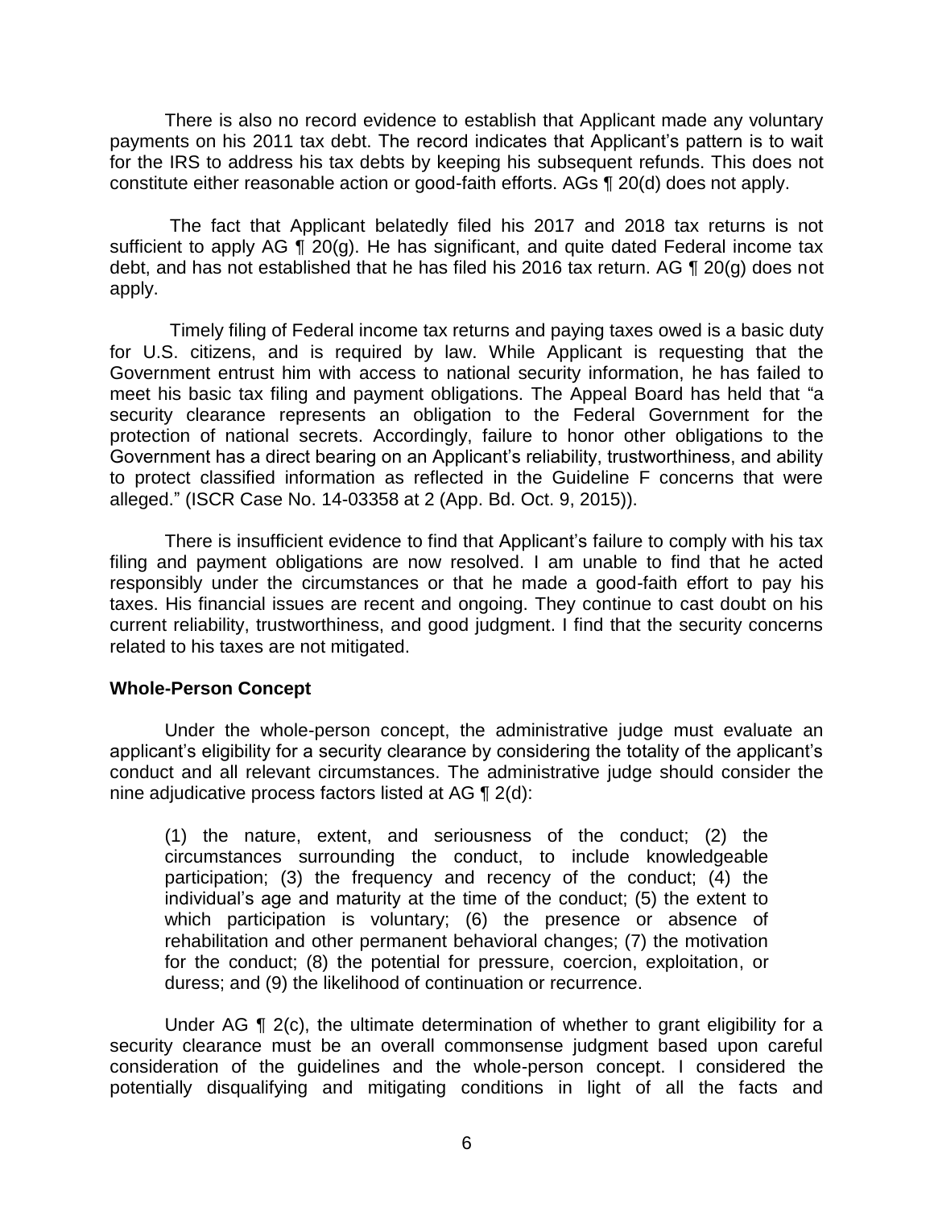There is also no record evidence to establish that Applicant made any voluntary payments on his 2011 tax debt. The record indicates that Applicant's pattern is to wait for the IRS to address his tax debts by keeping his subsequent refunds. This does not constitute either reasonable action or good-faith efforts. AGs ¶ 20(d) does not apply.

The fact that Applicant belatedly filed his 2017 and 2018 tax returns is not sufficient to apply AG ¶ 20(g). He has significant, and quite dated Federal income tax debt, and has not established that he has filed his 2016 tax return. AG ¶ 20(g) does not apply.

Timely filing of Federal income tax returns and paying taxes owed is a basic duty for U.S. citizens, and is required by law. While Applicant is requesting that the Government entrust him with access to national security information, he has failed to meet his basic tax filing and payment obligations. The Appeal Board has held that "a security clearance represents an obligation to the Federal Government for the protection of national secrets. Accordingly, failure to honor other obligations to the Government has a direct bearing on an Applicant's reliability, trustworthiness, and ability to protect classified information as reflected in the Guideline F concerns that were alleged." (ISCR Case No. 14-03358 at 2 (App. Bd. Oct. 9, 2015)).

There is insufficient evidence to find that Applicant's failure to comply with his tax filing and payment obligations are now resolved. I am unable to find that he acted responsibly under the circumstances or that he made a good-faith effort to pay his taxes. His financial issues are recent and ongoing. They continue to cast doubt on his current reliability, trustworthiness, and good judgment. I find that the security concerns related to his taxes are not mitigated.

**Whole-Person Concept**

Under the whole-person concept, the administrative judge must evaluate an applicant's eligibility for a security clearance by considering the totality of the applicant's conduct and all relevant circumstances. The administrative judge should consider the nine adjudicative process factors listed at AG ¶ 2(d):

> (1) the nature, extent, and seriousness of the conduct; (2) the circumstances surrounding the conduct, to include knowledgeable participation; (3) the frequency and recency of the conduct; (4) the individual's age and maturity at the time of the conduct; (5) the extent to which participation is voluntary; (6) the presence or absence of rehabilitation and other permanent behavioral changes; (7) the motivation for the conduct; (8) the potential for pressure, coercion, exploitation, or duress; and (9) the likelihood of continuation or recurrence.

Under AG ¶ 2(c), the ultimate determination of whether to grant eligibility for a security clearance must be an overall commonsense judgment based upon careful consideration of the guidelines and the whole-person concept. I considered the potentially disqualifying and mitigating conditions in light of all the facts and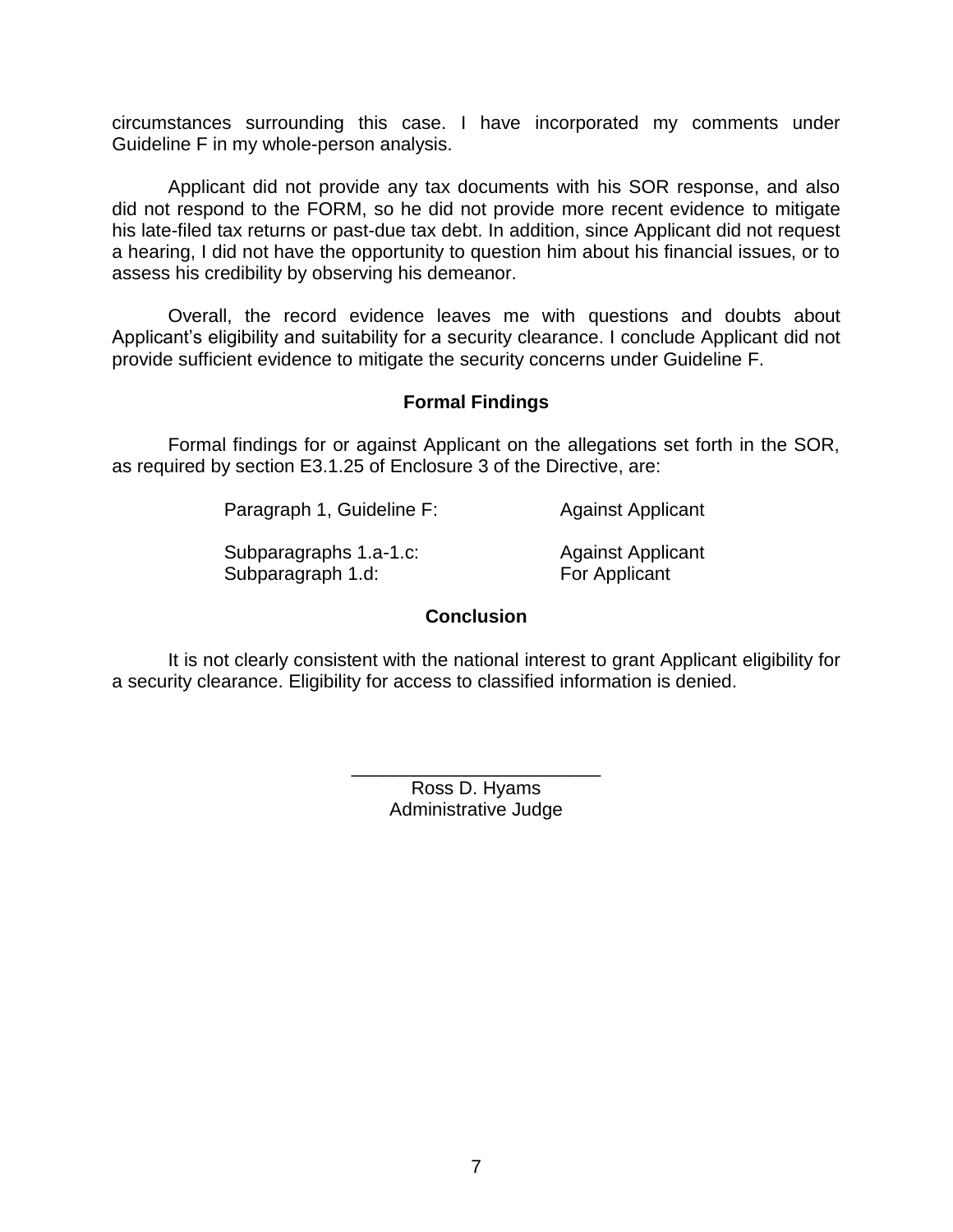circumstances surrounding this case. I have incorporated my comments under Guideline F in my whole-person analysis.

Applicant did not provide any tax documents with his SOR response, and also did not respond to the FORM, so he did not provide more recent evidence to mitigate his late-filed tax returns or past-due tax debt. In addition, since Applicant did not request a hearing, I did not have the opportunity to question him about his financial issues, or to assess his credibility by observing his demeanor.

Overall, the record evidence leaves me with questions and doubts about Applicant's eligibility and suitability for a security clearance. I conclude Applicant did not provide sufficient evidence to mitigate the security concerns under Guideline F.

## Formal Findings

Formal findings for or against Applicant on the allegations set forth in the SOR, as required by section E3.1.25 of Enclosure 3 of the Directive, are:

| | |
|---|---|
| Paragraph 1, Guideline F: | Against Applicant |
| Subparagraphs 1.a-1.c: | Against Applicant |
| Subparagraph 1.d: | For Applicant |

## Conclusion

It is not clearly consistent with the national interest to grant Applicant eligibility for a security clearance. Eligibility for access to classified information is denied.

\_\_\_\_\_\_\_\_\_\_\_\_\_\_\_\_\_\_\_\_\_\_\_\_

Ross D. Hyams
Administrative Judge